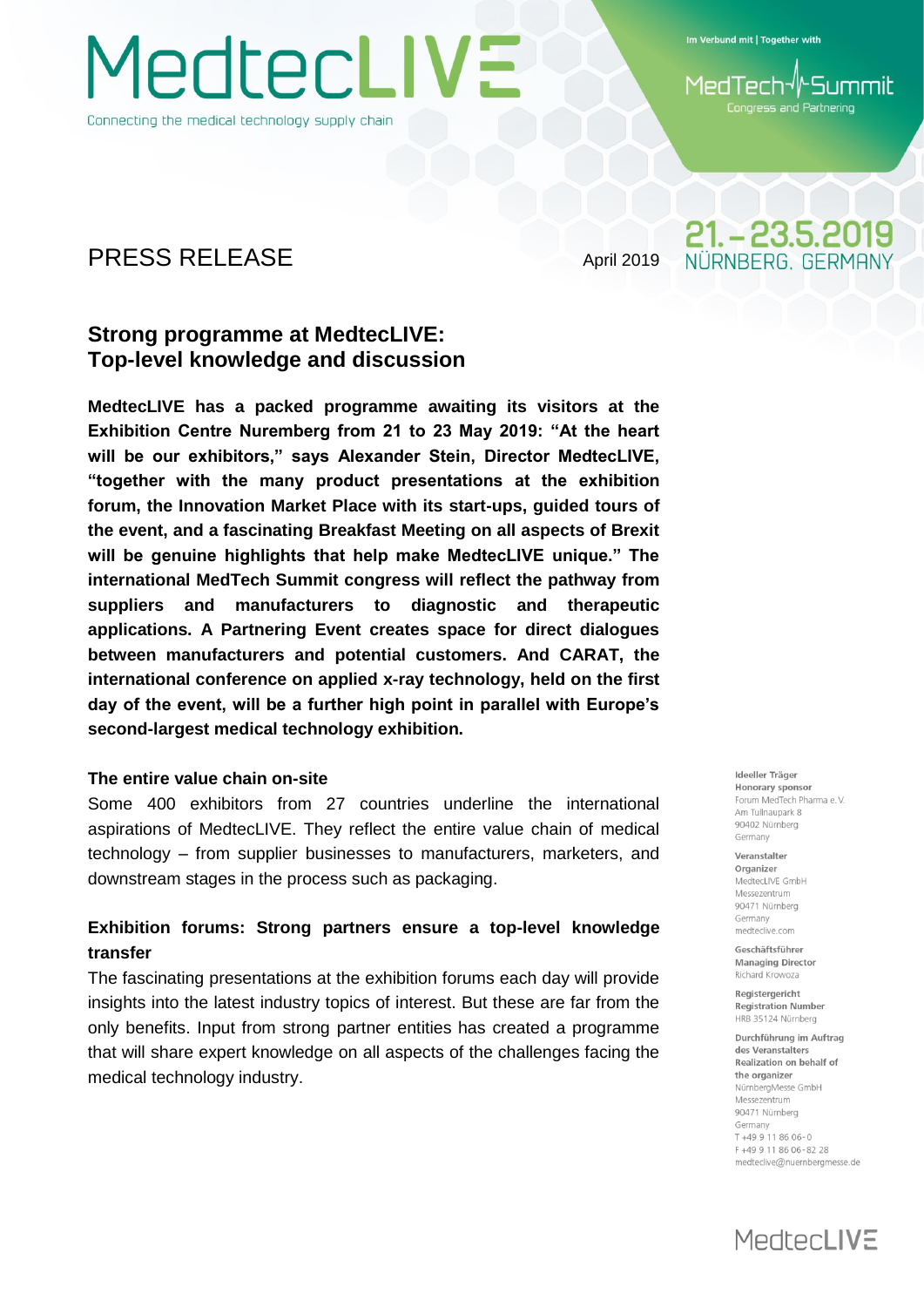MedtecLIVE

Connecting the medical technology supply chain

Im Verbund mit | Together with

MedTech Summit

Congress and Partnering

# PRESS RELEASE

April 2019

21.–23.5.2019
NÜRNBERG, GERMANY

## Strong programme at MedtecLIVE: Top-level knowledge and discussion

**MedtecLIVE has a packed programme awaiting its visitors at the Exhibition Centre Nuremberg from 21 to 23 May 2019: "At the heart will be our exhibitors," says Alexander Stein, Director MedtecLIVE, "together with the many product presentations at the exhibition forum, the Innovation Market Place with its start-ups, guided tours of the event, and a fascinating Breakfast Meeting on all aspects of Brexit will be genuine highlights that help make MedtecLIVE unique." The international MedTech Summit congress will reflect the pathway from suppliers and manufacturers to diagnostic and therapeutic applications. A Partnering Event creates space for direct dialogues between manufacturers and potential customers. And CARAT, the international conference on applied x-ray technology, held on the first day of the event, will be a further high point in parallel with Europe's second-largest medical technology exhibition.**

### The entire value chain on-site

Some 400 exhibitors from 27 countries underline the international aspirations of MedtecLIVE. They reflect the entire value chain of medical technology – from supplier businesses to manufacturers, marketers, and downstream stages in the process such as packaging.

### Exhibition forums: Strong partners ensure a top-level knowledge transfer

The fascinating presentations at the exhibition forums each day will provide insights into the latest industry topics of interest. But these are far from the only benefits. Input from strong partner entities has created a programme that will share expert knowledge on all aspects of the challenges facing the medical technology industry.

**Ideeller Träger**
**Honorary sponsor**
Forum MedTech Pharma e.V.
Am Tullnaupark 8
90402 Nürnberg
Germany

**Veranstalter**
**Organizer**
MedtecLIVE GmbH
Messezentrum
90471 Nürnberg
Germany
medteclive.com

**Geschäftsführer**
**Managing Director**
Richard Krowoza

**Registergericht**
**Registration Number**
HRB 35124 Nürnberg

**Durchführung im Auftrag des Veranstalters**
**Realization on behalf of the organizer**
NürnbergMesse GmbH
Messezentrum
90471 Nürnberg
Germany
T +49 9 11 86 06-0
F +49 9 11 86 06-82 28
medteclive@nuernbergmesse.de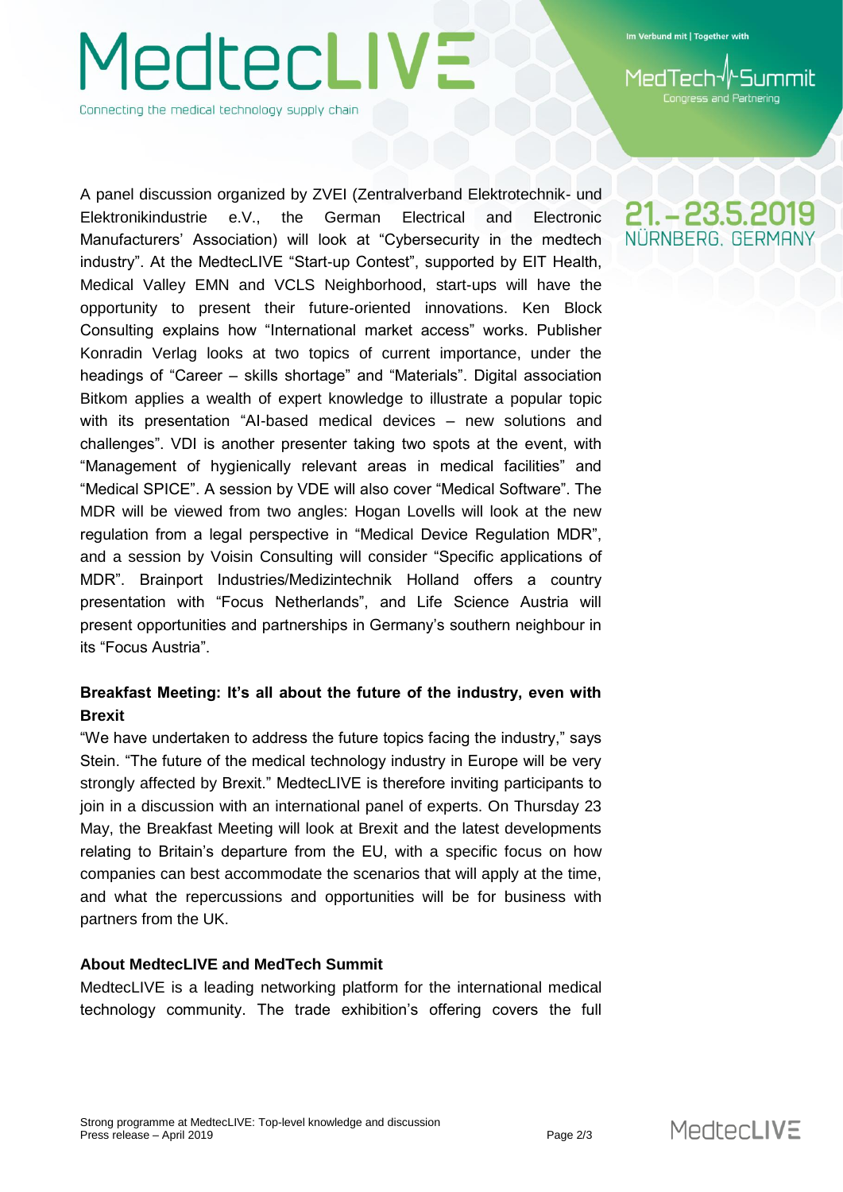A panel discussion organized by ZVEI (Zentralverband Elektrotechnik- und Elektronikindustrie e.V., the German Electrical and Electronic Manufacturers' Association) will look at "Cybersecurity in the medtech industry". At the MedtecLIVE "Start-up Contest", supported by EIT Health, Medical Valley EMN and VCLS Neighborhood, start-ups will have the opportunity to present their future-oriented innovations. Ken Block Consulting explains how "International market access" works. Publisher Konradin Verlag looks at two topics of current importance, under the headings of "Career – skills shortage" and "Materials". Digital association Bitkom applies a wealth of expert knowledge to illustrate a popular topic with its presentation "AI-based medical devices – new solutions and challenges". VDI is another presenter taking two spots at the event, with "Management of hygienically relevant areas in medical facilities" and "Medical SPICE". A session by VDE will also cover "Medical Software". The MDR will be viewed from two angles: Hogan Lovells will look at the new regulation from a legal perspective in "Medical Device Regulation MDR", and a session by Voisin Consulting will consider "Specific applications of MDR". Brainport Industries/Medizintechnik Holland offers a country presentation with "Focus Netherlands", and Life Science Austria will present opportunities and partnerships in Germany's southern neighbour in its "Focus Austria".

**Breakfast Meeting: It's all about the future of the industry, even with Brexit**

"We have undertaken to address the future topics facing the industry," says Stein. "The future of the medical technology industry in Europe will be very strongly affected by Brexit." MedtecLIVE is therefore inviting participants to join in a discussion with an international panel of experts. On Thursday 23 May, the Breakfast Meeting will look at Brexit and the latest developments relating to Britain's departure from the EU, with a specific focus on how companies can best accommodate the scenarios that will apply at the time, and what the repercussions and opportunities will be for business with partners from the UK.

**About MedtecLIVE and MedTech Summit**

MedtecLIVE is a leading networking platform for the international medical technology community. The trade exhibition's offering covers the full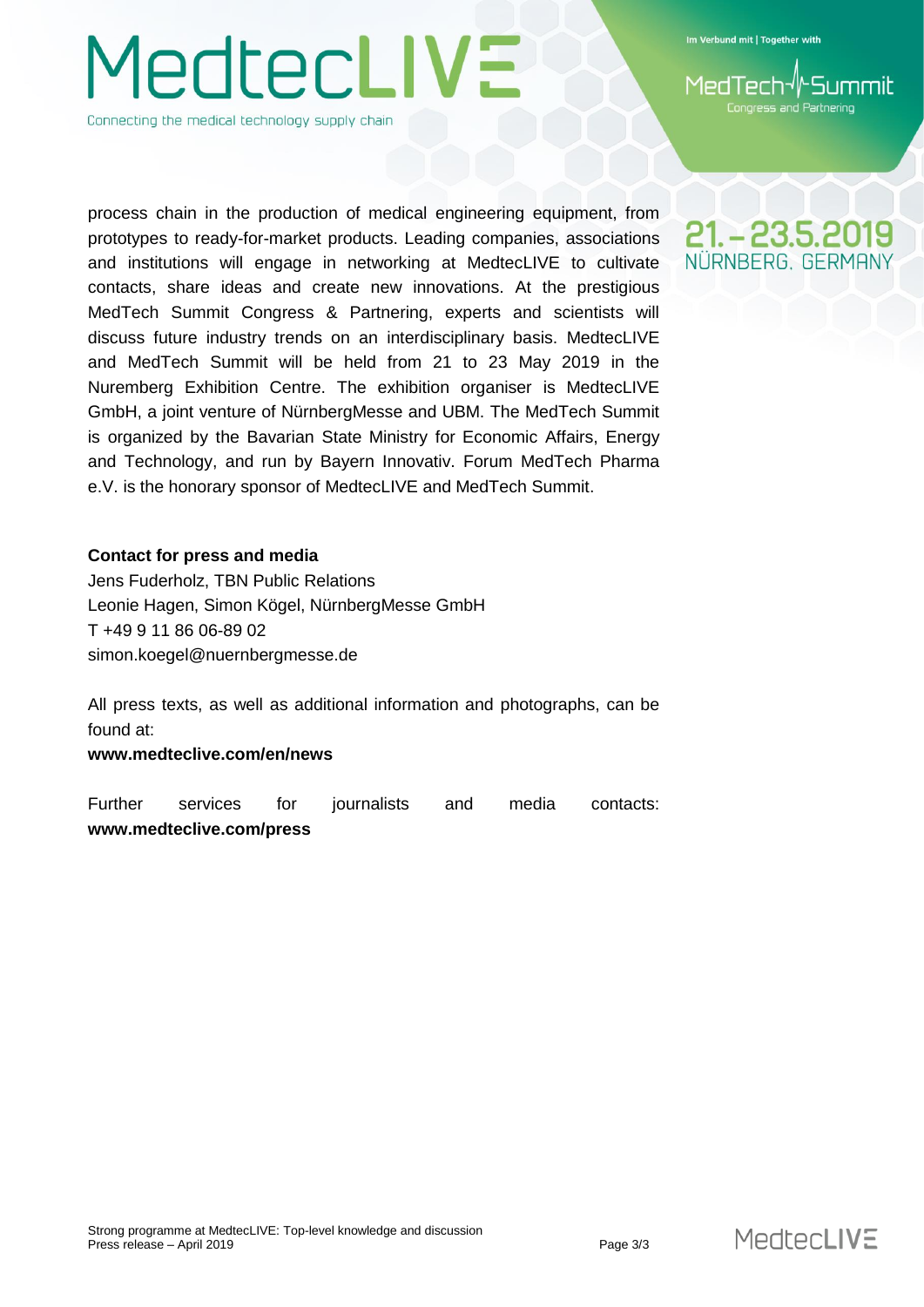process chain in the production of medical engineering equipment, from prototypes to ready-for-market products. Leading companies, associations and institutions will engage in networking at MedtecLIVE to cultivate contacts, share ideas and create new innovations. At the prestigious MedTech Summit Congress & Partnering, experts and scientists will discuss future industry trends on an interdisciplinary basis. MedtecLIVE and MedTech Summit will be held from 21 to 23 May 2019 in the Nuremberg Exhibition Centre. The exhibition organiser is MedtecLIVE GmbH, a joint venture of NürnbergMesse and UBM. The MedTech Summit is organized by the Bavarian State Ministry for Economic Affairs, Energy and Technology, and run by Bayern Innovativ. Forum MedTech Pharma e.V. is the honorary sponsor of MedtecLIVE and MedTech Summit.

**Contact for press and media**
Jens Fuderholz, TBN Public Relations
Leonie Hagen, Simon Kögel, NürnbergMesse GmbH
T +49 9 11 86 06-89 02
simon.koegel@nuernbergmesse.de

All press texts, as well as additional information and photographs, can be found at:
**www.medteclive.com/en/news**

Further services for journalists and media contacts: **www.medteclive.com/press**